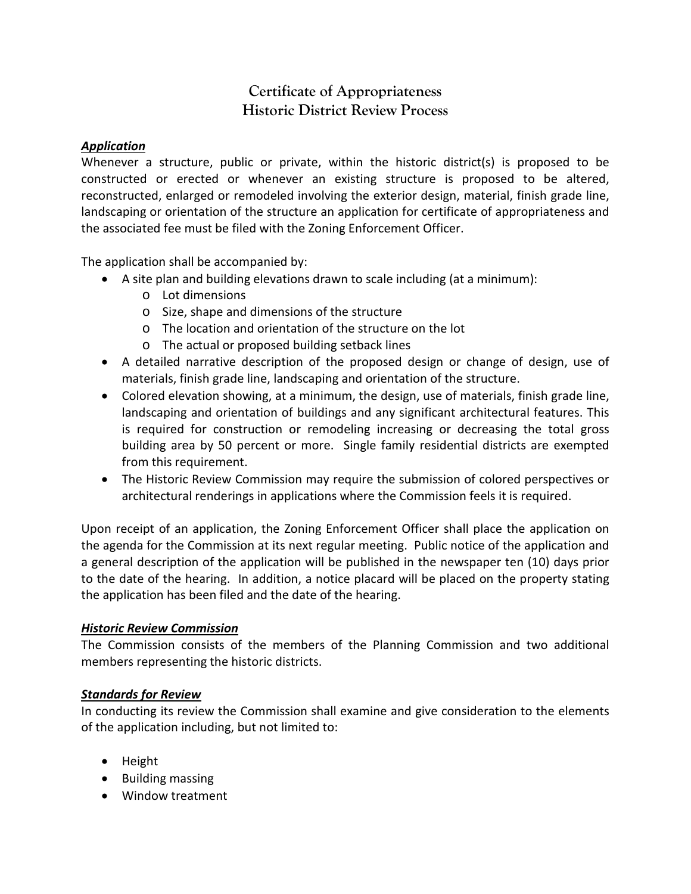# Certificate of Appropriateness
# Historic District Review Process

***Application***

Whenever a structure, public or private, within the historic district(s) is proposed to be constructed or erected or whenever an existing structure is proposed to be altered, reconstructed, enlarged or remodeled involving the exterior design, material, finish grade line, landscaping or orientation of the structure an application for certificate of appropriateness and the associated fee must be filed with the Zoning Enforcement Officer.

The application shall be accompanied by:

- A site plan and building elevations drawn to scale including (at a minimum):
  - Lot dimensions
  - Size, shape and dimensions of the structure
  - The location and orientation of the structure on the lot
  - The actual or proposed building setback lines
- A detailed narrative description of the proposed design or change of design, use of materials, finish grade line, landscaping and orientation of the structure.
- Colored elevation showing, at a minimum, the design, use of materials, finish grade line, landscaping and orientation of buildings and any significant architectural features. This is required for construction or remodeling increasing or decreasing the total gross building area by 50 percent or more. Single family residential districts are exempted from this requirement.
- The Historic Review Commission may require the submission of colored perspectives or architectural renderings in applications where the Commission feels it is required.

Upon receipt of an application, the Zoning Enforcement Officer shall place the application on the agenda for the Commission at its next regular meeting. Public notice of the application and a general description of the application will be published in the newspaper ten (10) days prior to the date of the hearing. In addition, a notice placard will be placed on the property stating the application has been filed and the date of the hearing.

***Historic Review Commission***

The Commission consists of the members of the Planning Commission and two additional members representing the historic districts.

***Standards for Review***

In conducting its review the Commission shall examine and give consideration to the elements of the application including, but not limited to:

- Height
- Building massing
- Window treatment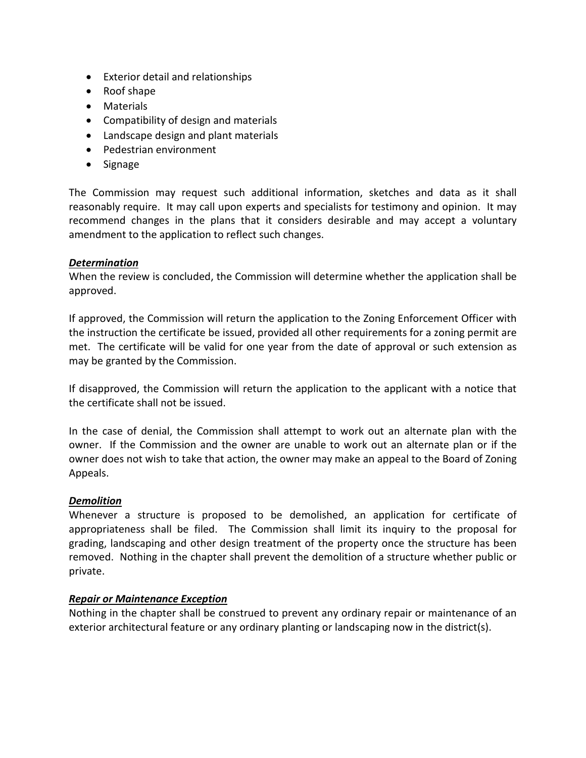- Exterior detail and relationships
- Roof shape
- Materials
- Compatibility of design and materials
- Landscape design and plant materials
- Pedestrian environment
- Signage

The Commission may request such additional information, sketches and data as it shall reasonably require. It may call upon experts and specialists for testimony and opinion. It may recommend changes in the plans that it considers desirable and may accept a voluntary amendment to the application to reflect such changes.

***Determination***

When the review is concluded, the Commission will determine whether the application shall be approved.

If approved, the Commission will return the application to the Zoning Enforcement Officer with the instruction the certificate be issued, provided all other requirements for a zoning permit are met. The certificate will be valid for one year from the date of approval or such extension as may be granted by the Commission.

If disapproved, the Commission will return the application to the applicant with a notice that the certificate shall not be issued.

In the case of denial, the Commission shall attempt to work out an alternate plan with the owner. If the Commission and the owner are unable to work out an alternate plan or if the owner does not wish to take that action, the owner may make an appeal to the Board of Zoning Appeals.

***Demolition***

Whenever a structure is proposed to be demolished, an application for certificate of appropriateness shall be filed. The Commission shall limit its inquiry to the proposal for grading, landscaping and other design treatment of the property once the structure has been removed. Nothing in the chapter shall prevent the demolition of a structure whether public or private.

***Repair or Maintenance Exception***

Nothing in the chapter shall be construed to prevent any ordinary repair or maintenance of an exterior architectural feature or any ordinary planting or landscaping now in the district(s).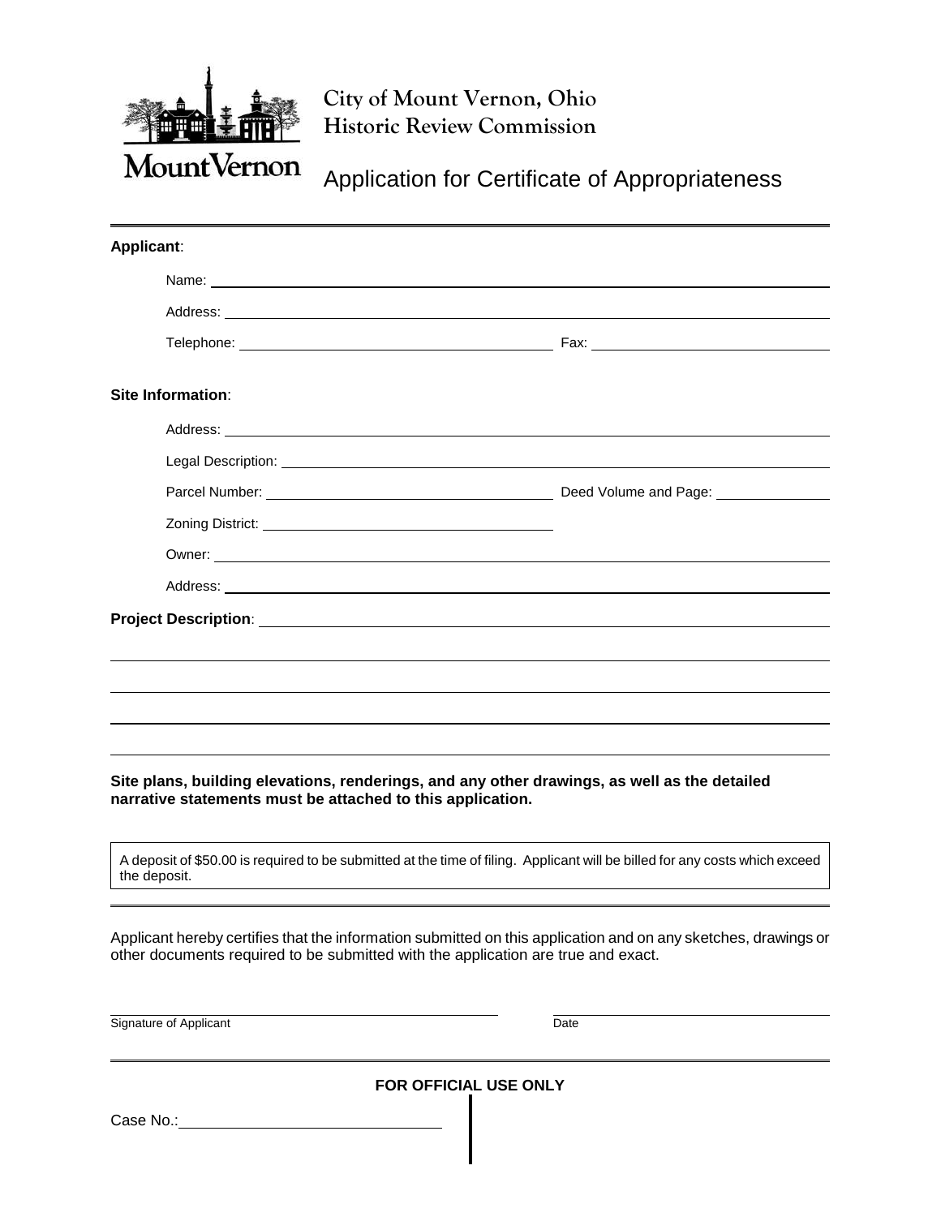**City of Mount Vernon, Ohio**
**Historic Review Commission**

MountVernon

# Application for Certificate of Appropriateness

---

**Applicant**:

Name: ______________________________________________

Address: ______________________________________________

Telephone: ______________________ Fax: ______________________

**Site Information**:

Address: ______________________________________________

Legal Description: ______________________________________________

Parcel Number: ______________________ Deed Volume and Page: ______________

Zoning District: ______________________

Owner: ______________________________________________

Address: ______________________________________________

**Project Description**: ______________________________________________

______________________________________________

______________________________________________

______________________________________________

______________________________________________

**Site plans, building elevations, renderings, and any other drawings, as well as the detailed narrative statements must be attached to this application.**

A deposit of $50.00 is required to be submitted at the time of filing. Applicant will be billed for any costs which exceed the deposit.

---

Applicant hereby certifies that the information submitted on this application and on any sketches, drawings or other documents required to be submitted with the application are true and exact.

______________________________ ______________________
Signature of Applicant Date

---

**FOR OFFICIAL USE ONLY**

Case No.: ______________________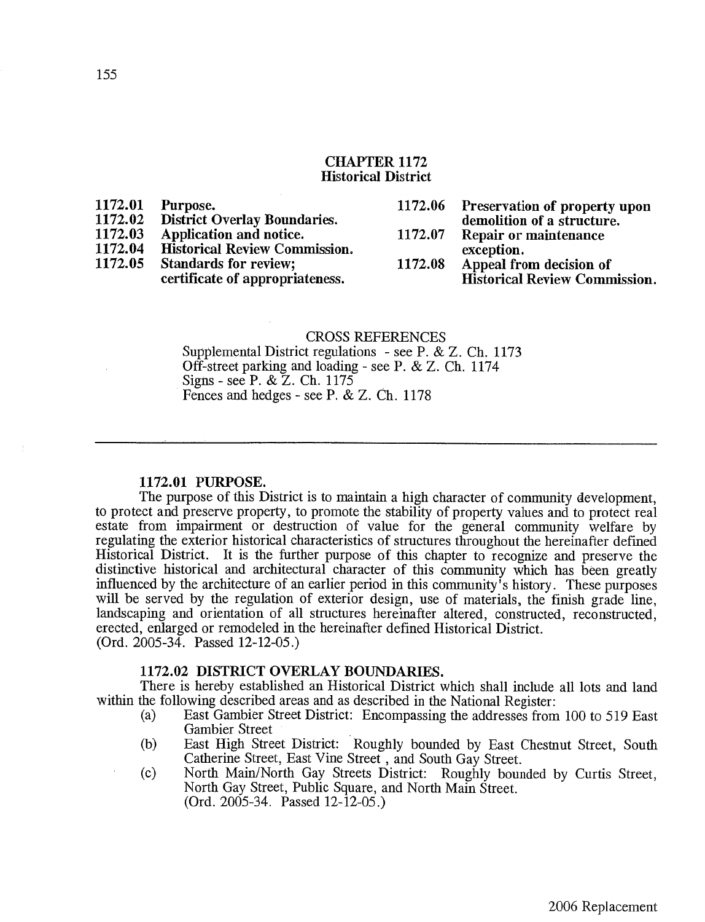# CHAPTER 1172
## Historical District

| | | | |
|---|---|---|---|
| **1172.01** | **Purpose.** | **1172.06** | **Preservation of property upon demolition of a structure.** |
| **1172.02** | **District Overlay Boundaries.** | **1172.07** | **Repair or maintenance exception.** |
| **1172.03** | **Application and notice.** | **1172.08** | **Appeal from decision of Historical Review Commission.** |
| **1172.04** | **Historical Review Commission.** | | |
| **1172.05** | **Standards for review; certificate of appropriateness.** | | |

CROSS REFERENCES

Supplemental District regulations - see P. & Z. Ch. 1173
Off-street parking and loading - see P. & Z. Ch. 1174
Signs - see P. & Z. Ch. 1175
Fences and hedges - see P. & Z. Ch. 1178

---

### 1172.01 PURPOSE.

The purpose of this District is to maintain a high character of community development, to protect and preserve property, to promote the stability of property values and to protect real estate from impairment or destruction of value for the general community welfare by regulating the exterior historical characteristics of structures throughout the hereinafter defined Historical District. It is the further purpose of this chapter to recognize and preserve the distinctive historical and architectural character of this community which has been greatly influenced by the architecture of an earlier period in this community's history. These purposes will be served by the regulation of exterior design, use of materials, the finish grade line, landscaping and orientation of all structures hereinafter altered, constructed, reconstructed, erected, enlarged or remodeled in the hereinafter defined Historical District.
(Ord. 2005-34. Passed 12-12-05.)

### 1172.02 DISTRICT OVERLAY BOUNDARIES.

There is hereby established an Historical District which shall include all lots and land within the following described areas and as described in the National Register:

(a) East Gambier Street District: Encompassing the addresses from 100 to 519 East Gambier Street

(b) East High Street District: Roughly bounded by East Chestnut Street, South Catherine Street, East Vine Street , and South Gay Street.

(c) North Main/North Gay Streets District: Roughly bounded by Curtis Street, North Gay Street, Public Square, and North Main Street.
(Ord. 2005-34. Passed 12-12-05.)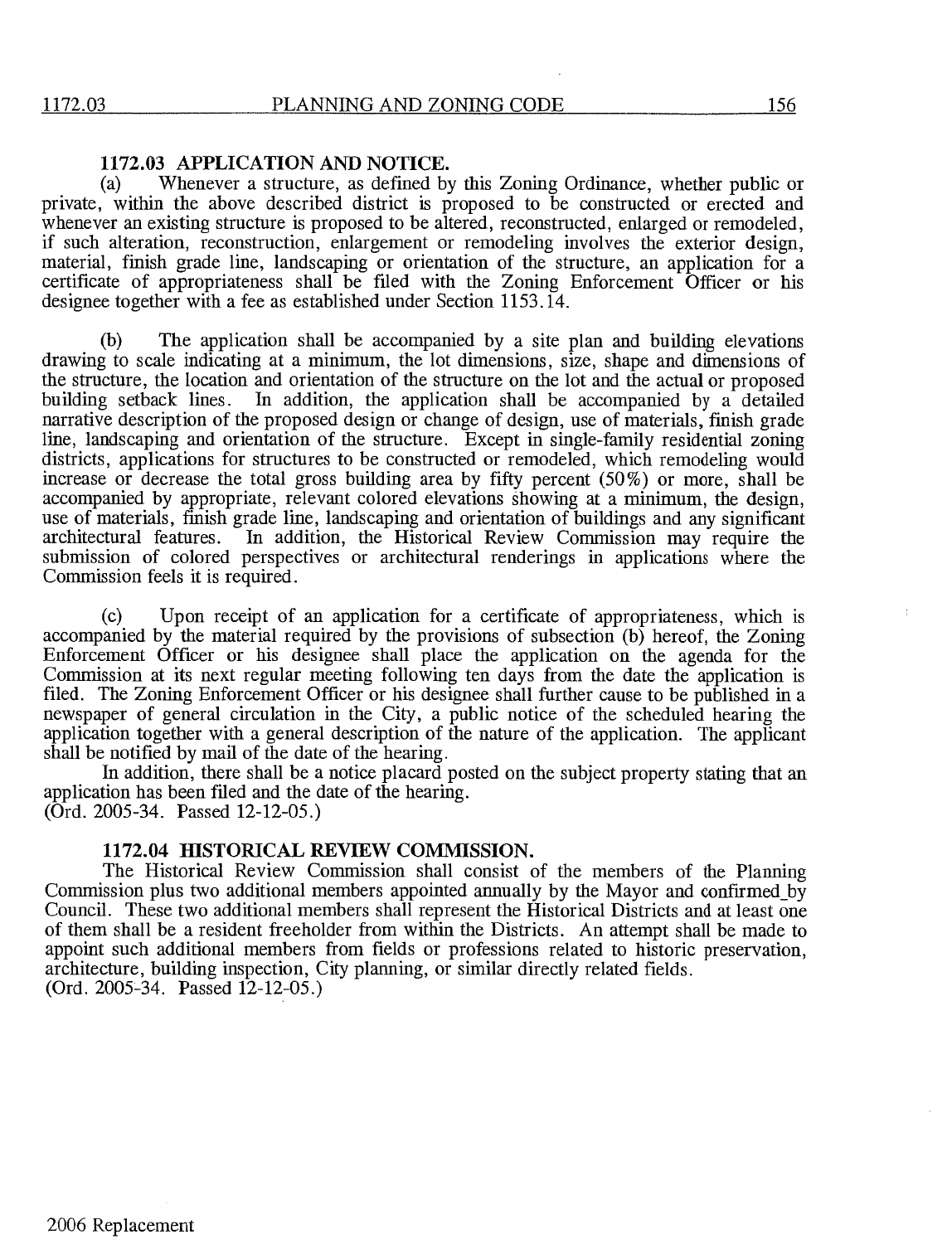### 1172.03 APPLICATION AND NOTICE.

(a) Whenever a structure, as defined by this Zoning Ordinance, whether public or private, within the above described district is proposed to be constructed or erected and whenever an existing structure is proposed to be altered, reconstructed, enlarged or remodeled, if such alteration, reconstruction, enlargement or remodeling involves the exterior design, material, finish grade line, landscaping or orientation of the structure, an application for a certificate of appropriateness shall be filed with the Zoning Enforcement Officer or his designee together with a fee as established under Section 1153.14.

(b) The application shall be accompanied by a site plan and building elevations drawing to scale indicating at a minimum, the lot dimensions, size, shape and dimensions of the structure, the location and orientation of the structure on the lot and the actual or proposed building setback lines. In addition, the application shall be accompanied by a detailed narrative description of the proposed design or change of design, use of materials, finish grade line, landscaping and orientation of the structure. Except in single-family residential zoning districts, applications for structures to be constructed or remodeled, which remodeling would increase or decrease the total gross building area by fifty percent (50%) or more, shall be accompanied by appropriate, relevant colored elevations showing at a minimum, the design, use of materials, finish grade line, landscaping and orientation of buildings and any significant architectural features. In addition, the Historical Review Commission may require the submission of colored perspectives or architectural renderings in applications where the Commission feels it is required.

(c) Upon receipt of an application for a certificate of appropriateness, which is accompanied by the material required by the provisions of subsection (b) hereof, the Zoning Enforcement Officer or his designee shall place the application on the agenda for the Commission at its next regular meeting following ten days from the date the application is filed. The Zoning Enforcement Officer or his designee shall further cause to be published in a newspaper of general circulation in the City, a public notice of the scheduled hearing the application together with a general description of the nature of the application. The applicant shall be notified by mail of the date of the hearing.

In addition, there shall be a notice placard posted on the subject property stating that an application has been filed and the date of the hearing.
(Ord. 2005-34. Passed 12-12-05.)

### 1172.04 HISTORICAL REVIEW COMMISSION.

The Historical Review Commission shall consist of the members of the Planning Commission plus two additional members appointed annually by the Mayor and confirmed by Council. These two additional members shall represent the Historical Districts and at least one of them shall be a resident freeholder from within the Districts. An attempt shall be made to appoint such additional members from fields or professions related to historic preservation, architecture, building inspection, City planning, or similar directly related fields.
(Ord. 2005-34. Passed 12-12-05.)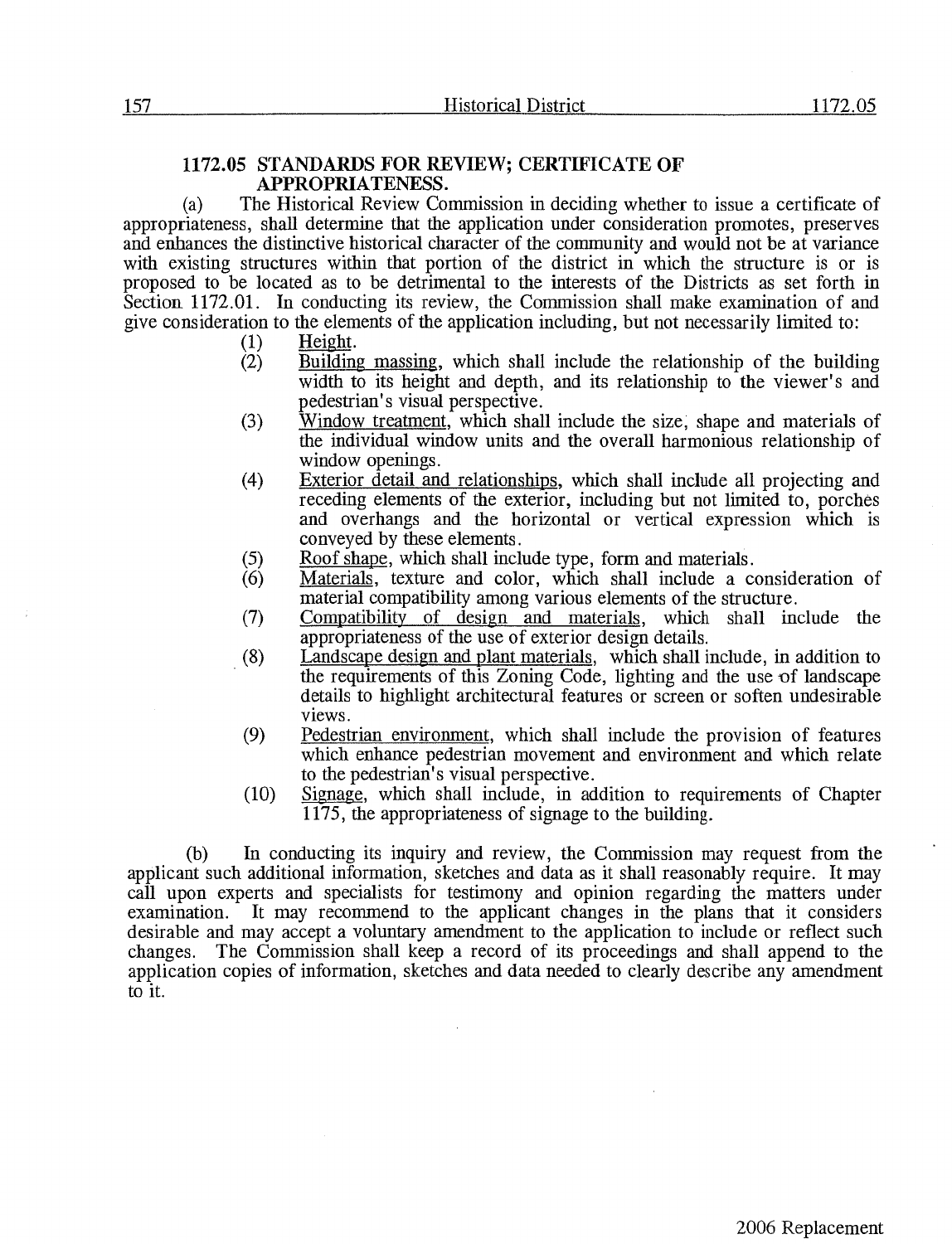## 1172.05 STANDARDS FOR REVIEW; CERTIFICATE OF APPROPRIATENESS.

(a) The Historical Review Commission in deciding whether to issue a certificate of appropriateness, shall determine that the application under consideration promotes, preserves and enhances the distinctive historical character of the community and would not be at variance with existing structures within that portion of the district in which the structure is or is proposed to be located as to be detrimental to the interests of the Districts as set forth in Section 1172.01. In conducting its review, the Commission shall make examination of and give consideration to the elements of the application including, but not necessarily limited to:

(1) Height.

(2) Building massing, which shall include the relationship of the building width to its height and depth, and its relationship to the viewer's and pedestrian's visual perspective.

(3) Window treatment, which shall include the size, shape and materials of the individual window units and the overall harmonious relationship of window openings.

(4) Exterior detail and relationships, which shall include all projecting and receding elements of the exterior, including but not limited to, porches and overhangs and the horizontal or vertical expression which is conveyed by these elements.

(5) Roof shape, which shall include type, form and materials.

(6) Materials, texture and color, which shall include a consideration of material compatibility among various elements of the structure.

(7) Compatibility of design and materials, which shall include the appropriateness of the use of exterior design details.

(8) Landscape design and plant materials, which shall include, in addition to the requirements of this Zoning Code, lighting and the use of landscape details to highlight architectural features or screen or soften undesirable views.

(9) Pedestrian environment, which shall include the provision of features which enhance pedestrian movement and environment and which relate to the pedestrian's visual perspective.

(10) Signage, which shall include, in addition to requirements of Chapter 1175, the appropriateness of signage to the building.

(b) In conducting its inquiry and review, the Commission may request from the applicant such additional information, sketches and data as it shall reasonably require. It may call upon experts and specialists for testimony and opinion regarding the matters under examination. It may recommend to the applicant changes in the plans that it considers desirable and may accept a voluntary amendment to the application to include or reflect such changes. The Commission shall keep a record of its proceedings and shall append to the application copies of information, sketches and data needed to clearly describe any amendment to it.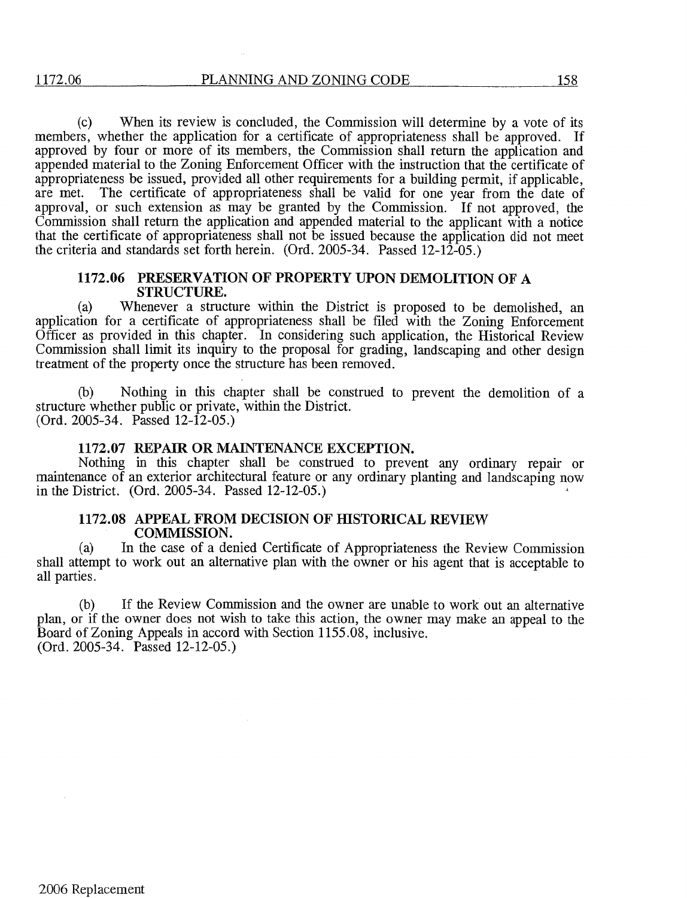(c) When its review is concluded, the Commission will determine by a vote of its members, whether the application for a certificate of appropriateness shall be approved. If approved by four or more of its members, the Commission shall return the application and appended material to the Zoning Enforcement Officer with the instruction that the certificate of appropriateness be issued, provided all other requirements for a building permit, if applicable, are met. The certificate of appropriateness shall be valid for one year from the date of approval, or such extension as may be granted by the Commission. If not approved, the Commission shall return the application and appended material to the applicant with a notice that the certificate of appropriateness shall not be issued because the application did not meet the criteria and standards set forth herein. (Ord. 2005-34. Passed 12-12-05.)

### 1172.06 PRESERVATION OF PROPERTY UPON DEMOLITION OF A STRUCTURE.

(a) Whenever a structure within the District is proposed to be demolished, an application for a certificate of appropriateness shall be filed with the Zoning Enforcement Officer as provided in this chapter. In considering such application, the Historical Review Commission shall limit its inquiry to the proposal for grading, landscaping and other design treatment of the property once the structure has been removed.

(b) Nothing in this chapter shall be construed to prevent the demolition of a structure whether public or private, within the District.
(Ord. 2005-34. Passed 12-12-05.)

### 1172.07 REPAIR OR MAINTENANCE EXCEPTION.

Nothing in this chapter shall be construed to prevent any ordinary repair or maintenance of an exterior architectural feature or any ordinary planting and landscaping now in the District. (Ord. 2005-34. Passed 12-12-05.)

### 1172.08 APPEAL FROM DECISION OF HISTORICAL REVIEW COMMISSION.

(a) In the case of a denied Certificate of Appropriateness the Review Commission shall attempt to work out an alternative plan with the owner or his agent that is acceptable to all parties.

(b) If the Review Commission and the owner are unable to work out an alternative plan, or if the owner does not wish to take this action, the owner may make an appeal to the Board of Zoning Appeals in accord with Section 1155.08, inclusive.
(Ord. 2005-34. Passed 12-12-05.)

2006 Replacement